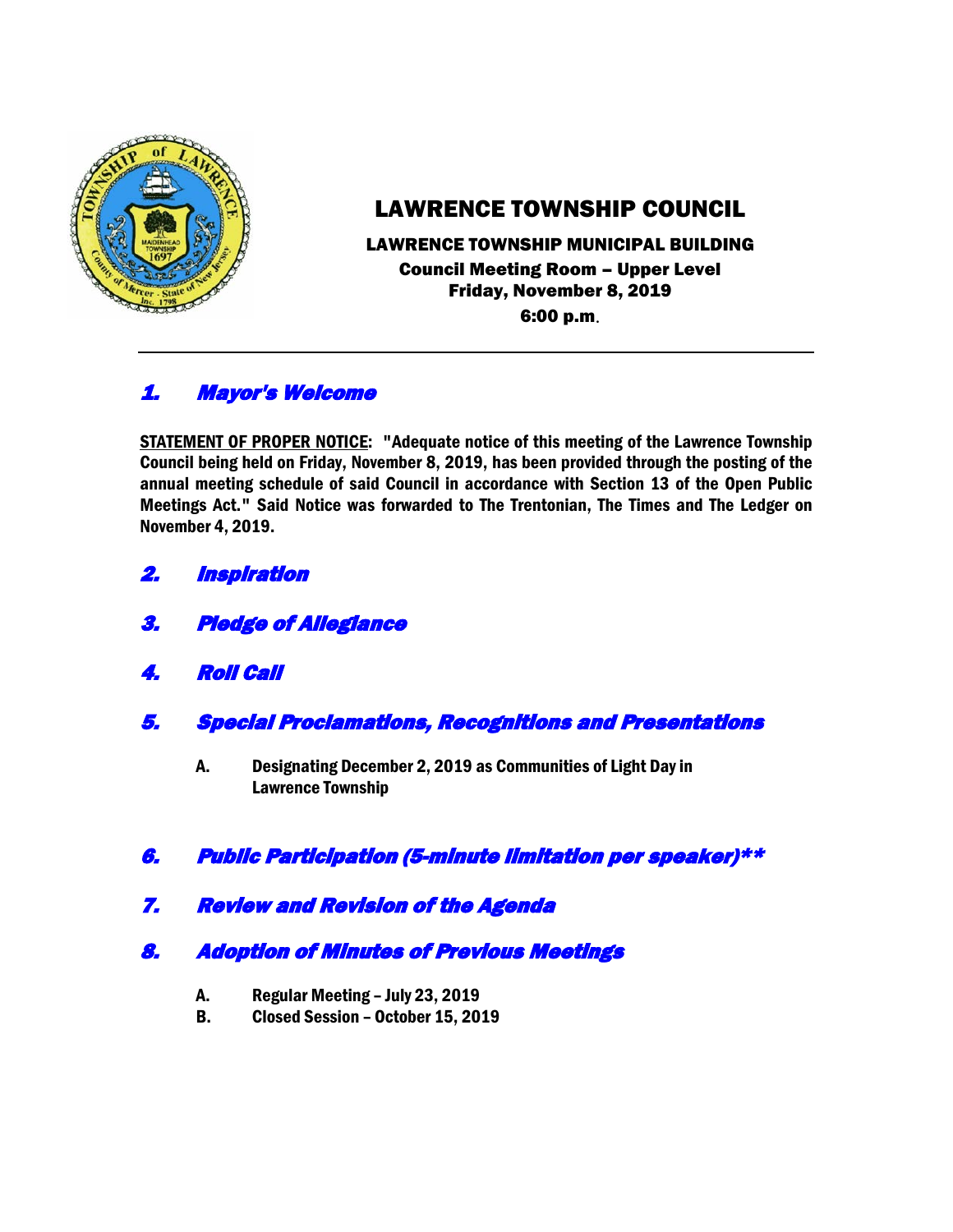# LAWRENCE TOWNSHIP COUNCIL

**LAWRENCE TOWNSHIP MUNICIPAL BUILDING**
**Council Meeting Room – Upper Level**
**Friday, November 8, 2019**
**6:00 p.m.**

---

## *1. Mayor's Welcome*

**STATEMENT OF PROPER NOTICE: "Adequate notice of this meeting of the Lawrence Township Council being held on Friday, November 8, 2019, has been provided through the posting of the annual meeting schedule of said Council in accordance with Section 13 of the Open Public Meetings Act." Said Notice was forwarded to The Trentonian, The Times and The Ledger on November 4, 2019.**

## *2. Inspiration*

## *3. Pledge of Allegiance*

## *4. Roll Call*

## *5. Special Proclamations, Recognitions and Presentations*

**A. Designating December 2, 2019 as Communities of Light Day in Lawrence Township**

## *6. Public Participation (5-minute limitation per speaker)**

## *7. Review and Revision of the Agenda*

## *8. Adoption of Minutes of Previous Meetings*

**A. Regular Meeting – July 23, 2019**
**B. Closed Session – October 15, 2019**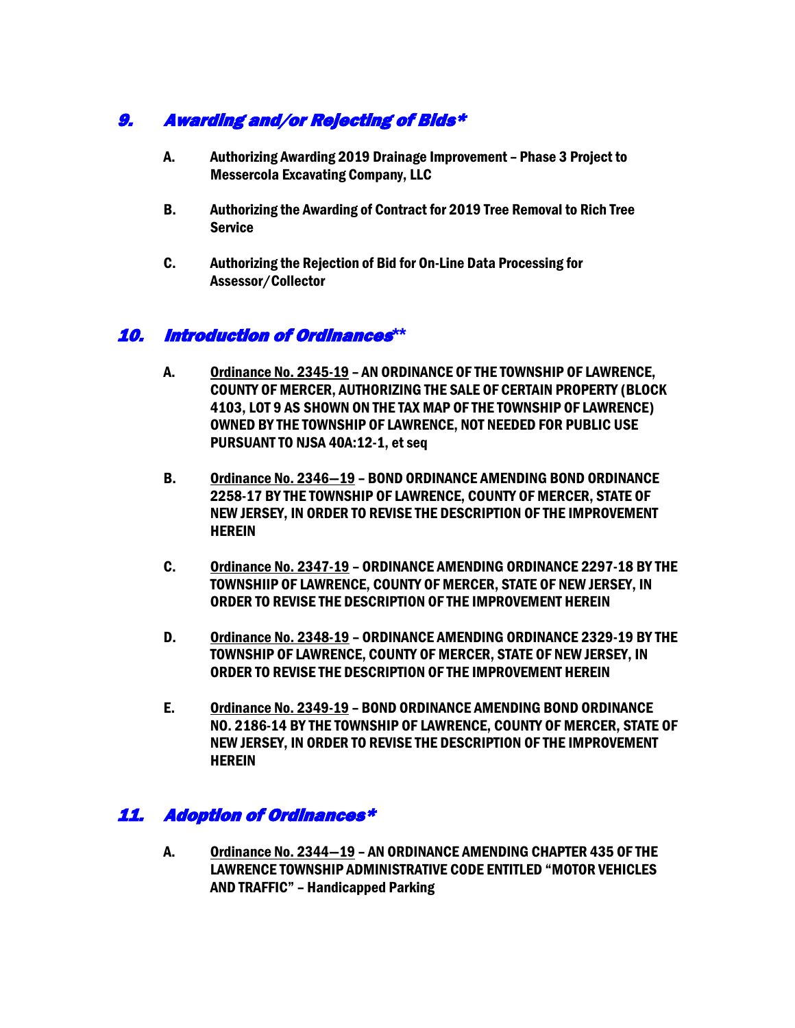## *9. Awarding and/or Rejecting of Bids**

A. **Authorizing Awarding 2019 Drainage Improvement – Phase 3 Project to Messercola Excavating Company, LLC**

B. **Authorizing the Awarding of Contract for 2019 Tree Removal to Rich Tree Service**

C. **Authorizing the Rejection of Bid for On-Line Data Processing for Assessor/Collector**

## *10. Introduction of Ordinances***

A. **<u>Ordinance No. 2345-19</u> – AN ORDINANCE OF THE TOWNSHIP OF LAWRENCE, COUNTY OF MERCER, AUTHORIZING THE SALE OF CERTAIN PROPERTY (BLOCK 4103, LOT 9 AS SHOWN ON THE TAX MAP OF THE TOWNSHIP OF LAWRENCE) OWNED BY THE TOWNSHIP OF LAWRENCE, NOT NEEDED FOR PUBLIC USE PURSUANT TO NJSA 40A:12-1, et seq**

B. **<u>Ordinance No. 2346—19</u> – BOND ORDINANCE AMENDING BOND ORDINANCE 2258-17 BY THE TOWNSHIP OF LAWRENCE, COUNTY OF MERCER, STATE OF NEW JERSEY, IN ORDER TO REVISE THE DESCRIPTION OF THE IMPROVEMENT HEREIN**

C. **<u>Ordinance No. 2347-19</u> – ORDINANCE AMENDING ORDINANCE 2297-18 BY THE TOWNSHIIP OF LAWRENCE, COUNTY OF MERCER, STATE OF NEW JERSEY, IN ORDER TO REVISE THE DESCRIPTION OF THE IMPROVEMENT HEREIN**

D. **<u>Ordinance No. 2348-19</u> – ORDINANCE AMENDING ORDINANCE 2329-19 BY THE TOWNSHIP OF LAWRENCE, COUNTY OF MERCER, STATE OF NEW JERSEY, IN ORDER TO REVISE THE DESCRIPTION OF THE IMPROVEMENT HEREIN**

E. **<u>Ordinance No. 2349-19</u> – BOND ORDINANCE AMENDING BOND ORDINANCE NO. 2186-14 BY THE TOWNSHIP OF LAWRENCE, COUNTY OF MERCER, STATE OF NEW JERSEY, IN ORDER TO REVISE THE DESCRIPTION OF THE IMPROVEMENT HEREIN**

## *11. Adoption of Ordinances**

A. **<u>Ordinance No. 2344—19</u> – AN ORDINANCE AMENDING CHAPTER 435 OF THE LAWRENCE TOWNSHIP ADMINISTRATIVE CODE ENTITLED "MOTOR VEHICLES AND TRAFFIC" – Handicapped Parking**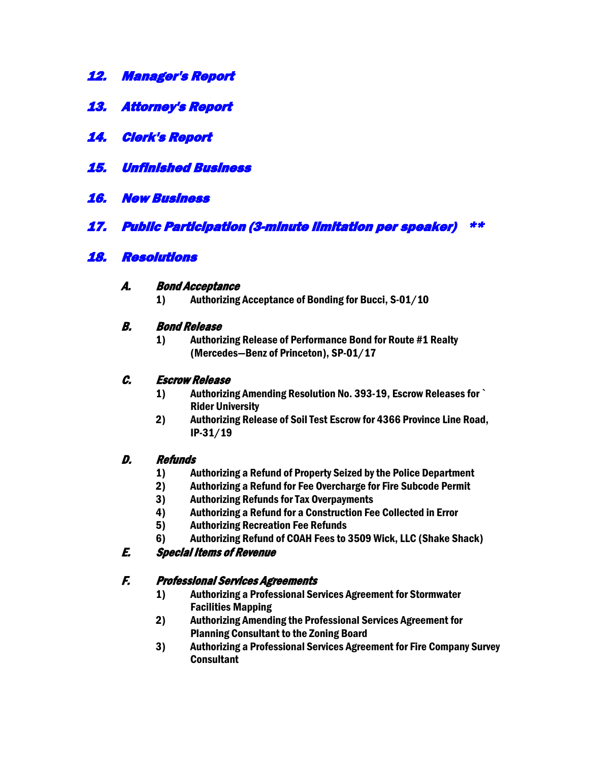## *12. Manager's Report*

## *13. Attorney's Report*

## *14. Clerk's Report*

## *15. Unfinished Business*

## *16. New Business*

## *17. Public Participation (3-minute limitation per speaker) \*\**

## *18. Resolutions*

### *A. Bond Acceptance*

1) **Authorizing Acceptance of Bonding for Bucci, S-01/10**

### *B. Bond Release*

1) **Authorizing Release of Performance Bond for Route #1 Realty (Mercedes—Benz of Princeton), SP-01/17**

### *C. Escrow Release*

1) **Authorizing Amending Resolution No. 393-19, Escrow Releases for ` Rider University**
2) **Authorizing Release of Soil Test Escrow for 4366 Province Line Road, IP-31/19**

### *D. Refunds*

1) **Authorizing a Refund of Property Seized by the Police Department**
2) **Authorizing a Refund for Fee Overcharge for Fire Subcode Permit**
3) **Authorizing Refunds for Tax Overpayments**
4) **Authorizing a Refund for a Construction Fee Collected in Error**
5) **Authorizing Recreation Fee Refunds**
6) **Authorizing Refund of COAH Fees to 3509 Wick, LLC (Shake Shack)**

### *E. Special Items of Revenue*

### *F. Professional Services Agreements*

1) **Authorizing a Professional Services Agreement for Stormwater Facilities Mapping**
2) **Authorizing Amending the Professional Services Agreement for Planning Consultant to the Zoning Board**
3) **Authorizing a Professional Services Agreement for Fire Company Survey Consultant**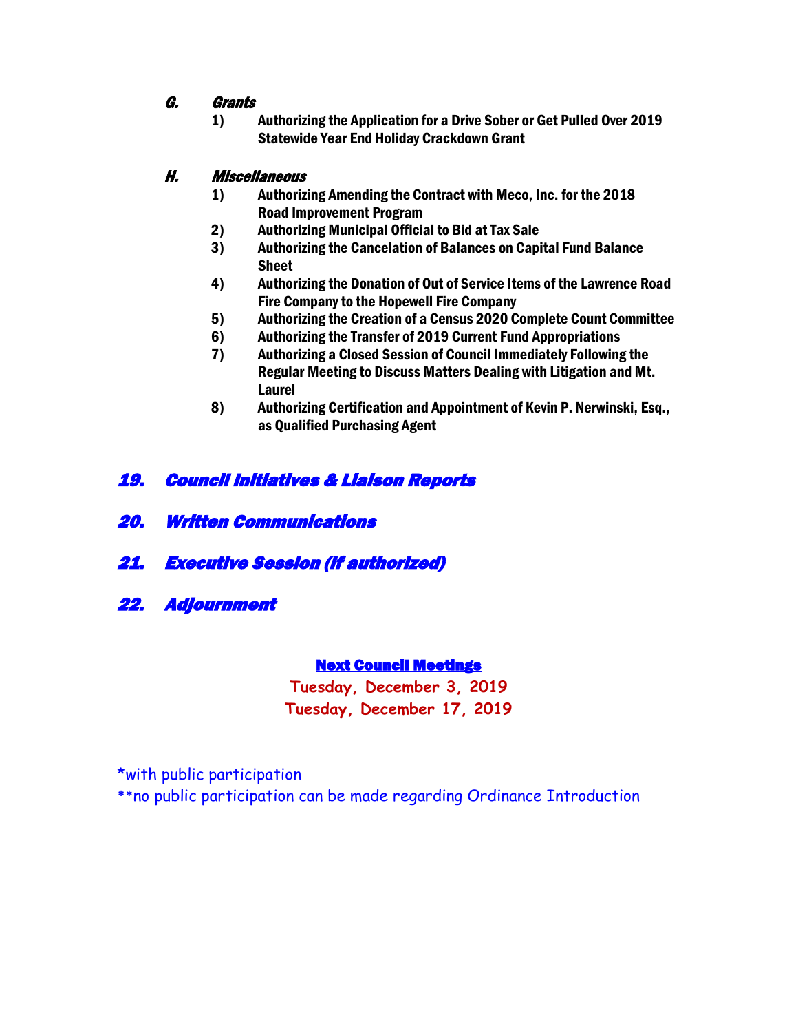### *G. Grants*

1) **Authorizing the Application for a Drive Sober or Get Pulled Over 2019 Statewide Year End Holiday Crackdown Grant**

### *H. Miscellaneous*

1) **Authorizing Amending the Contract with Meco, Inc. for the 2018 Road Improvement Program**
2) **Authorizing Municipal Official to Bid at Tax Sale**
3) **Authorizing the Cancelation of Balances on Capital Fund Balance Sheet**
4) **Authorizing the Donation of Out of Service Items of the Lawrence Road Fire Company to the Hopewell Fire Company**
5) **Authorizing the Creation of a Census 2020 Complete Count Committee**
6) **Authorizing the Transfer of 2019 Current Fund Appropriations**
7) **Authorizing a Closed Session of Council Immediately Following the Regular Meeting to Discuss Matters Dealing with Litigation and Mt. Laurel**
8) **Authorizing Certification and Appointment of Kevin P. Nerwinski, Esq., as Qualified Purchasing Agent**

## *19. Council Initiatives & Liaison Reports*

## *20. Written Communications*

## *21. Executive Session (if authorized)*

## *22. Adjournment*

**Next Council Meetings**

**Tuesday, December 3, 2019**

**Tuesday, December 17, 2019**

*with public participation

**no public participation can be made regarding Ordinance Introduction